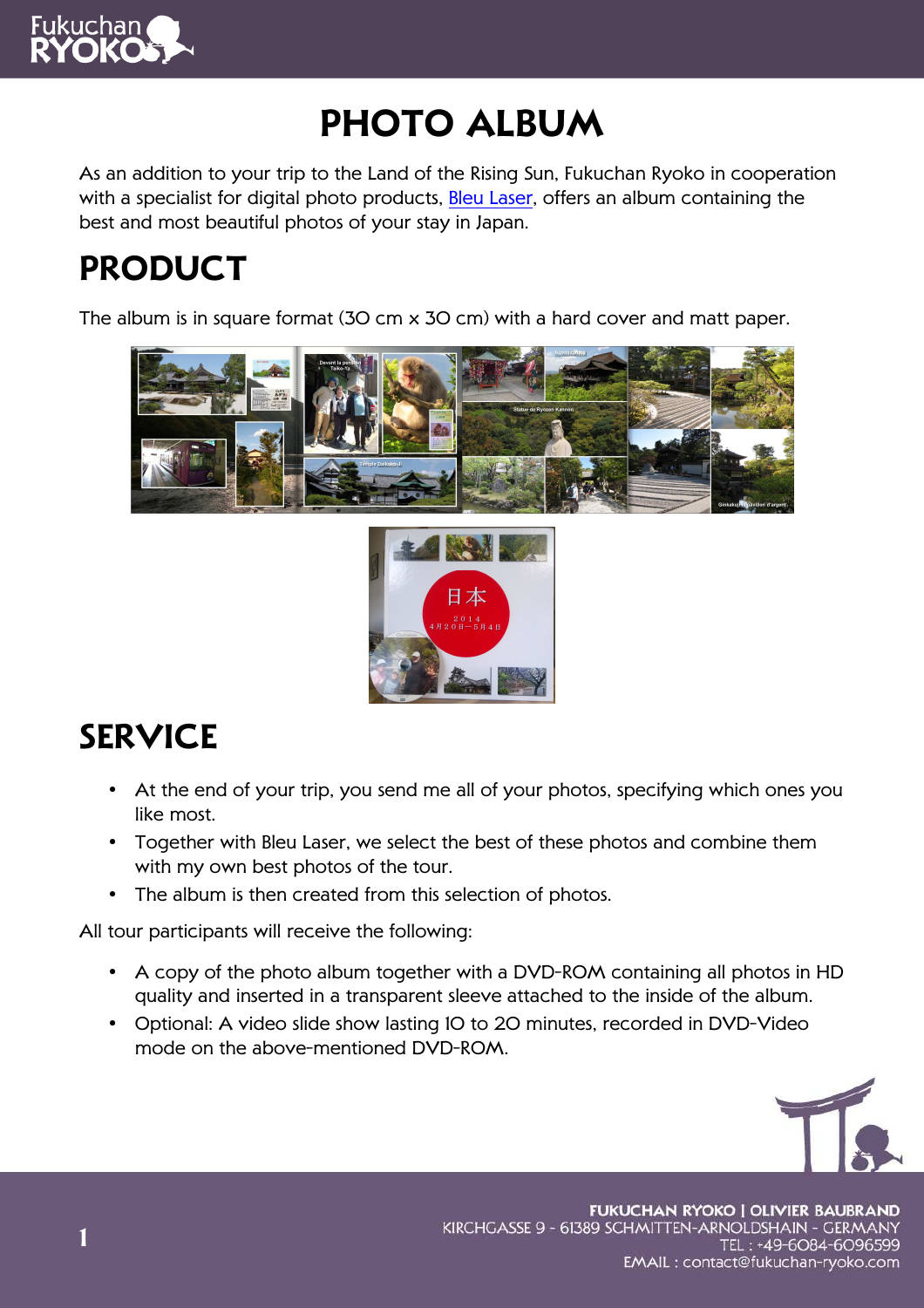# PHOTO ALBUM

As an addition to your trip to the Land of the Rising Sun, Fukuchan Ryoko in cooperation with a specialist for digital photo products, [Bleu Laser](), offers an album containing the best and most beautiful photos of your stay in Japan.

## PRODUCT

The album is in square format (30 cm x 30 cm) with a hard cover and matt paper.

## SERVICE

- At the end of your trip, you send me all of your photos, specifying which ones you like most.
- Together with Bleu Laser, we select the best of these photos and combine them with my own best photos of the tour.
- The album is then created from this selection of photos.

All tour participants will receive the following:

- A copy of the photo album together with a DVD-ROM containing all photos in HD quality and inserted in a transparent sleeve attached to the inside of the album.
- Optional: A video slide show lasting 10 to 20 minutes, recorded in DVD-Video mode on the above-mentioned DVD-ROM.

**FUKUCHAN RYOKO | OLIVIER BAUBRAND**
KIRCHGASSE 9 - 61389 SCHMITTEN-ARNOLDSHAIN - GERMANY
TEL : +49-6084-6096599
EMAIL : contact@fukuchan-ryoko.com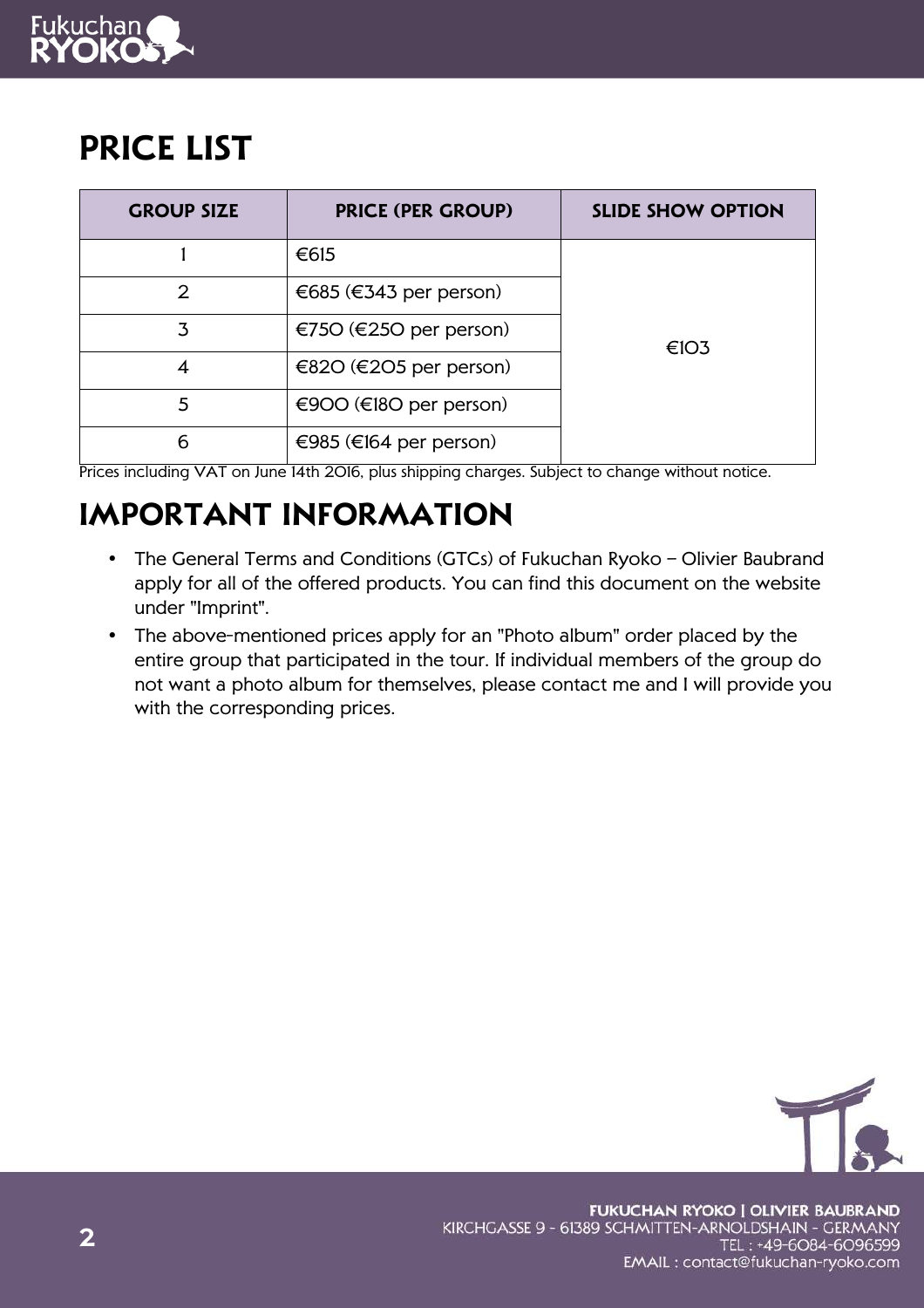# PRICE LIST

| GROUP SIZE | PRICE (PER GROUP) | SLIDE SHOW OPTION |
|---|---|---|
| 1 | €615 | €103 |
| 2 | €685 (€343 per person) | |
| 3 | €750 (€250 per person) | |
| 4 | €820 (€205 per person) | |
| 5 | €900 (€180 per person) | |
| 6 | €985 (€164 per person) | |

Prices including VAT on June 14th 2016, plus shipping charges. Subject to change without notice.

# IMPORTANT INFORMATION

- The General Terms and Conditions (GTCs) of Fukuchan Ryoko – Olivier Baubrand apply for all of the offered products. You can find this document on the website under "Imprint".
- The above-mentioned prices apply for an "Photo album" order placed by the entire group that participated in the tour. If individual members of the group do not want a photo album for themselves, please contact me and I will provide you with the corresponding prices.